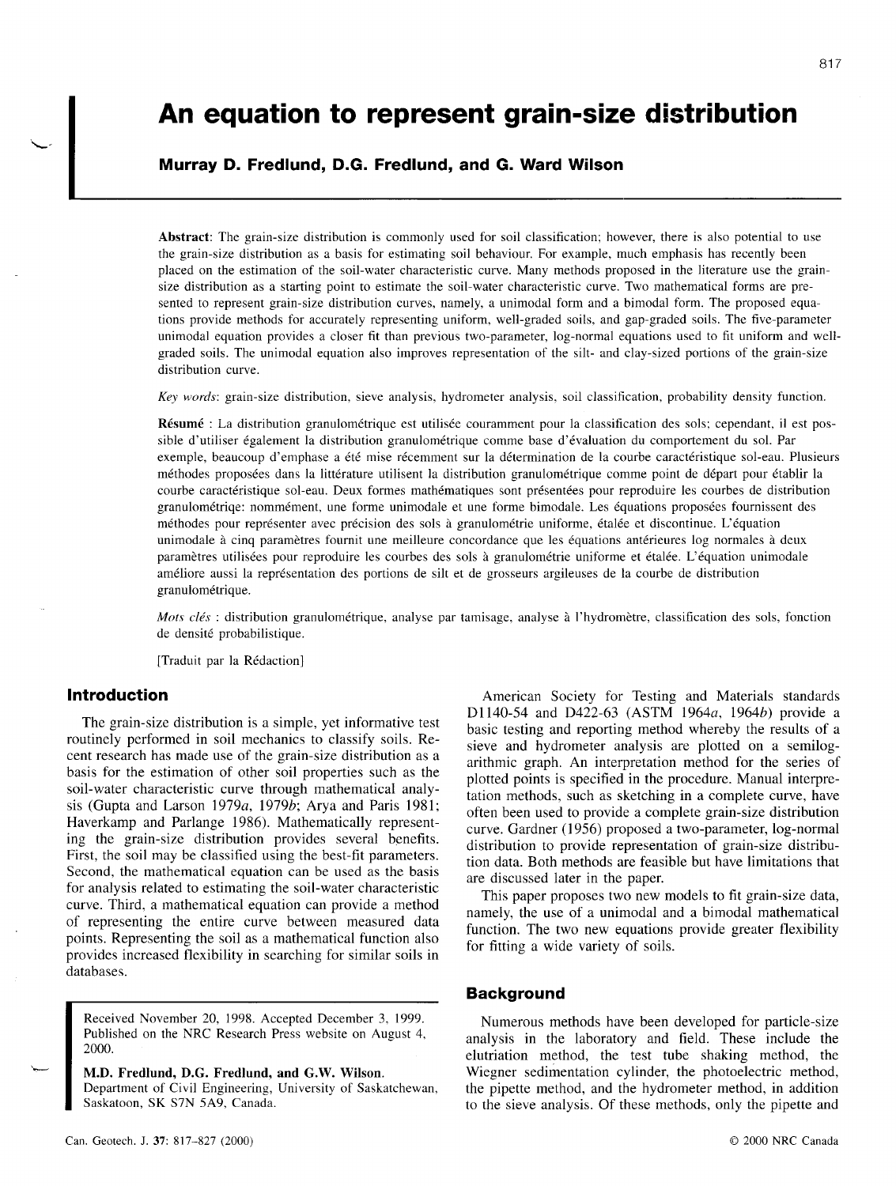# An equation to represent grain-size distribution

**Murray D. Fredlund, D.G. Fredlund, and G. Ward Wilson**

**Abstract**: The grain-size distribution is commonly used for soil classification; however, there is also potential to use the grain-size distribution as a basis for estimating soil behaviour. For example, much emphasis has recently been placed on the estimation of the soil-water characteristic curve. Many methods proposed in the literature use the grain-size distribution as a starting point to estimate the soil-water characteristic curve. Two mathematical forms are presented to represent grain-size distribution curves, namely, a unimodal form and a bimodal form. The proposed equations provide methods for accurately representing uniform, well-graded soils, and gap-graded soils. The five-parameter unimodal equation provides a closer fit than previous two-parameter, log-normal equations used to fit uniform and well-graded soils. The unimodal equation also improves representation of the silt- and clay-sized portions of the grain-size distribution curve.

*Key words*: grain-size distribution, sieve analysis, hydrometer analysis, soil classification, probability density function.

**Résumé** : La distribution granulométrique est utilisée couramment pour la classification des sols; cependant, il est possible d'utiliser également la distribution granulométrique comme base d'évaluation du comportement du sol. Par exemple, beaucoup d'emphase a été mise récemment sur la détermination de la courbe caractéristique sol-eau. Plusieurs méthodes proposées dans la littérature utilisent la distribution granulométrique comme point de départ pour établir la courbe caractéristique sol-eau. Deux formes mathématiques sont présentées pour reproduire les courbes de distribution granulométriqe: nommément, une forme unimodale et une forme bimodale. Les équations proposées fournissent des méthodes pour représenter avec précision des sols à granulométrie uniforme, étalée et discontinue. L'équation unimodale à cinq paramètres fournit une meilleure concordance que les équations antérieures log normales à deux paramètres utilisées pour reproduire les courbes des sols à granulométrie uniforme et étalée. L'équation unimodale améliore aussi la représentation des portions de silt et de grosseurs argileuses de la courbe de distribution granulométrique.

*Mots clés* : distribution granulométrique, analyse par tamisage, analyse à l'hydromètre, classification des sols, fonction de densité probabilistique.

[Traduit par la Rédaction]

## Introduction

The grain-size distribution is a simple, yet informative test routinely performed in soil mechanics to classify soils. Recent research has made use of the grain-size distribution as a basis for the estimation of other soil properties such as the soil-water characteristic curve through mathematical analysis (Gupta and Larson 1979*a*, 1979*b*; Arya and Paris 1981; Haverkamp and Parlange 1986). Mathematically representing the grain-size distribution provides several benefits. First, the soil may be classified using the best-fit parameters. Second, the mathematical equation can be used as the basis for analysis related to estimating the soil-water characteristic curve. Third, a mathematical equation can provide a method of representing the entire curve between measured data points. Representing the soil as a mathematical function also provides increased flexibility in searching for similar soils in databases.

American Society for Testing and Materials standards D1140-54 and D422-63 (ASTM 1964*a*, 1964*b*) provide a basic testing and reporting method whereby the results of a sieve and hydrometer analysis are plotted on a semilogarithmic graph. An interpretation method for the series of plotted points is specified in the procedure. Manual interpretation methods, such as sketching in a complete curve, have often been used to provide a complete grain-size distribution curve. Gardner (1956) proposed a two-parameter, log-normal distribution to provide representation of grain-size distribution data. Both methods are feasible but have limitations that are discussed later in the paper.

This paper proposes two new models to fit grain-size data, namely, the use of a unimodal and a bimodal mathematical function. The two new equations provide greater flexibility for fitting a wide variety of soils.

## Background

Numerous methods have been developed for particle-size analysis in the laboratory and field. These include the elutriation method, the test tube shaking method, the Wiegner sedimentation cylinder, the photoelectric method, the pipette method, and the hydrometer method, in addition to the sieve analysis. Of these methods, only the pipette and

Received November 20, 1998. Accepted December 3, 1999. Published on the NRC Research Press website on August 4, 2000.

**M.D. Fredlund, D.G. Fredlund, and G.W. Wilson.** Department of Civil Engineering, University of Saskatchewan, Saskatoon, SK S7N 5A9, Canada.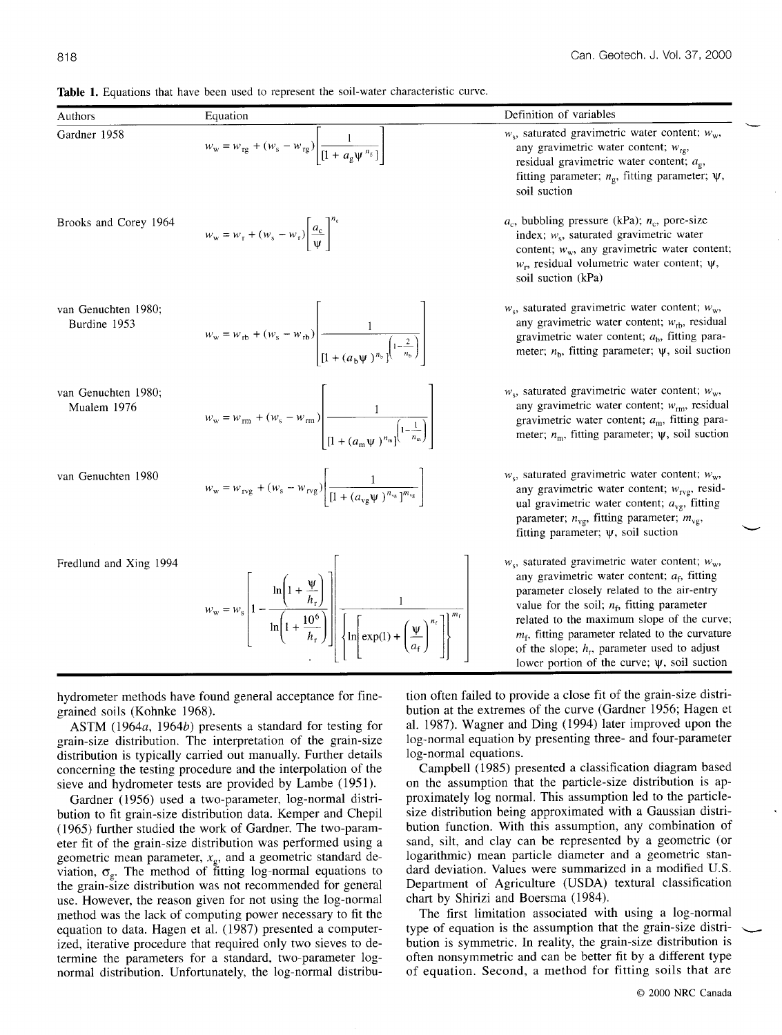**Table 1.** Equations that have been used to represent the soil-water characteristic curve.

| Authors | Equation | Definition of variables |
|---|---|---|
| Gardner 1958 | $w_w = w_{rg} + (w_s - w_{rg})\left[\dfrac{1}{[1 + a_g \psi^{n_g}]}\right]$ | $w_s$, saturated gravimetric water content; $w_w$, any gravimetric water content; $w_{rg}$, residual gravimetric water content; $a_g$, fitting parameter; $n_g$, fitting parameter; $\psi$, soil suction |
| Brooks and Corey 1964 | $w_w = w_r + (w_s - w_r)\left[\dfrac{a_c}{\psi}\right]^{n_c}$ | $a_c$, bubbling pressure (kPa); $n_c$, pore-size index; $w_s$, saturated gravimetric water content; $w_w$, any gravimetric water content; $w_r$, residual volumetric water content; $\psi$, soil suction (kPa) |
| van Genuchten 1980; Burdine 1953 | $w_w = w_{rb} + (w_s - w_{rb})\left[\dfrac{1}{[1 + (a_b \psi)^{n_b}]^{\left(1 - \frac{2}{n_b}\right)}}\right]$ | $w_s$, saturated gravimetric water content; $w_w$, any gravimetric water content; $w_{rb}$, residual gravimetric water content; $a_b$, fitting parameter; $n_b$, fitting parameter; $\psi$, soil suction |
| van Genuchten 1980; Mualem 1976 | $w_w = w_{rm} + (w_s - w_{rm})\left[\dfrac{1}{[1 + (a_m \psi)^{n_m}]^{\left(1 - \frac{1}{n_m}\right)}}\right]$ | $w_s$, saturated gravimetric water content; $w_w$, any gravimetric water content; $w_{rm}$, residual gravimetric water content; $a_m$, fitting parameter; $n_m$, fitting parameter; $\psi$, soil suction |
| van Genuchten 1980 | $w_w = w_{rvg} + (w_s - w_{rvg})\left[\dfrac{1}{[1 + (a_{vg} \psi)^{n_{vg}}]^{m_{vg}}}\right]$ | $w_s$, saturated gravimetric water content; $w_w$, any gravimetric water content; $w_{rvg}$, residual gravimetric water content; $a_{vg}$, fitting parameter; $n_{vg}$, fitting parameter; $m_{vg}$, fitting parameter; $\psi$, soil suction |
| Fredlund and Xing 1994 | $w_w = w_s\left[1 - \dfrac{\ln\left(1 + \dfrac{\psi}{h_r}\right)}{\ln\left(1 + \dfrac{10^6}{h_r}\right)}\right]\left[\dfrac{1}{\left\{\ln\left[\exp(1) + \left(\dfrac{\psi}{a_f}\right)^{n_f}\right]\right\}^{m_f}}\right]$ | $w_s$, saturated gravimetric water content; $w_w$, any gravimetric water content; $a_f$, fitting parameter closely related to the air-entry value for the soil; $n_f$, fitting parameter related to the maximum slope of the curve; $m_f$, fitting parameter related to the curvature of the slope; $h_r$, parameter used to adjust lower portion of the curve; $\psi$, soil suction |

hydrometer methods have found general acceptance for fine-grained soils (Kohnke 1968).

ASTM (1964*a*, 1964*b*) presents a standard for testing for grain-size distribution. The interpretation of the grain-size distribution is typically carried out manually. Further details concerning the testing procedure and the interpolation of the sieve and hydrometer tests are provided by Lambe (1951).

Gardner (1956) used a two-parameter, log-normal distribution to fit grain-size distribution data. Kemper and Chepil (1965) further studied the work of Gardner. The two-parameter fit of the grain-size distribution was performed using a geometric mean parameter, $x_g$, and a geometric standard deviation, $\sigma_g$. The method of fitting log-normal equations to the grain-size distribution was not recommended for general use. However, the reason given for not using the log-normal method was the lack of computing power necessary to fit the equation to data. Hagen et al. (1987) presented a computerized, iterative procedure that required only two sieves to determine the parameters for a standard, two-parameter log-normal distribution. Unfortunately, the log-normal distribution often failed to provide a close fit of the grain-size distribution at the extremes of the curve (Gardner 1956; Hagen et al. 1987). Wagner and Ding (1994) later improved upon the log-normal equation by presenting three- and four-parameter log-normal equations.

Campbell (1985) presented a classification diagram based on the assumption that the particle-size distribution is approximately log normal. This assumption led to the particle-size distribution being approximated with a Gaussian distribution function. With this assumption, any combination of sand, silt, and clay can be represented by a geometric (or logarithmic) mean particle diameter and a geometric standard deviation. Values were summarized in a modified U.S. Department of Agriculture (USDA) textural classification chart by Shirizi and Boersma (1984).

The first limitation associated with using a log-normal type of equation is the assumption that the grain-size distribution is symmetric. In reality, the grain-size distribution is often nonsymmetric and can be better fit by a different type of equation. Second, a method for fitting soils that are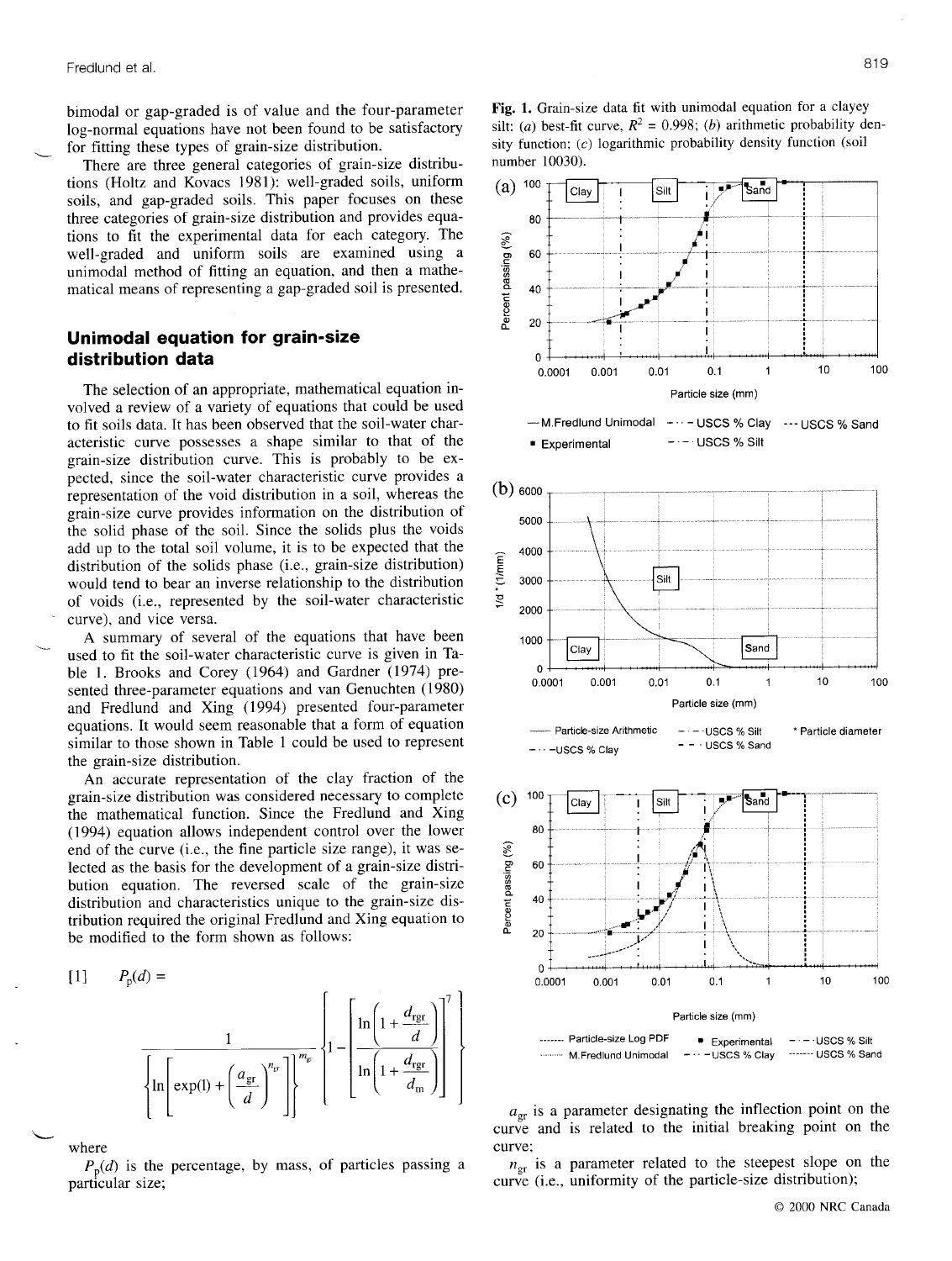bimodal or gap-graded is of value and the four-parameter log-normal equations have not been found to be satisfactory for fitting these types of grain-size distribution.

There are three general categories of grain-size distributions (Holtz and Kovacs 1981): well-graded soils, uniform soils, and gap-graded soils. This paper focuses on these three categories of grain-size distribution and provides equations to fit the experimental data for each category. The well-graded and uniform soils are examined using a unimodal method of fitting an equation, and then a mathematical means of representing a gap-graded soil is presented.

## Unimodal equation for grain-size distribution data

The selection of an appropriate, mathematical equation involved a review of a variety of equations that could be used to fit soils data. It has been observed that the soil-water characteristic curve possesses a shape similar to that of the grain-size distribution curve. This is probably to be expected, since the soil-water characteristic curve provides a representation of the void distribution in a soil, whereas the grain-size curve provides information on the distribution of the solid phase of the soil. Since the solids plus the voids add up to the total soil volume, it is to be expected that the distribution of the solids phase (i.e., grain-size distribution) would tend to bear an inverse relationship to the distribution of voids (i.e., represented by the soil-water characteristic curve), and vice versa.

A summary of several of the equations that have been used to fit the soil-water characteristic curve is given in Table 1. Brooks and Corey (1964) and Gardner (1974) presented three-parameter equations and van Genuchten (1980) and Fredlund and Xing (1994) presented four-parameter equations. It would seem reasonable that a form of equation similar to those shown in Table 1 could be used to represent the grain-size distribution.

An accurate representation of the clay fraction of the grain-size distribution was considered necessary to complete the mathematical function. Since the Fredlund and Xing (1994) equation allows independent control over the lower end of the curve (i.e., the fine particle size range), it was selected as the basis for the development of a grain-size distribution equation. The reversed scale of the grain-size distribution and characteristics unique to the grain-size distribution required the original Fredlund and Xing equation to be modified to the form shown as follows:

$$[1] \quad P_p(d) = \frac{1}{\left\{ \ln\left[ \exp(1) + \left( \frac{a_{gr}}{d} \right)^{n_{gr}} \right] \right\}^{m_{gr}}} \left\{ 1 - \left[ \frac{\ln\left(1 + \frac{d_{rgr}}{d}\right)}{\ln\left(1 + \frac{d_{rgr}}{d_m}\right)} \right]^7 \right\}$$

where

$P_p(d)$ is the percentage, by mass, of particles passing a particular size;

$a_{gr}$ is a parameter designating the inflection point on the curve and is related to the initial breaking point on the curve;

$n_{gr}$ is a parameter related to the steepest slope on the curve (i.e., uniformity of the particle-size distribution);

Fig. 1. Grain-size data fit with unimodal equation for a clayey silt: (*a*) best-fit curve, $R^2$ = 0.998; (*b*) arithmetic probability density function; (*c*) logarithmic probability density function (soil number 10030).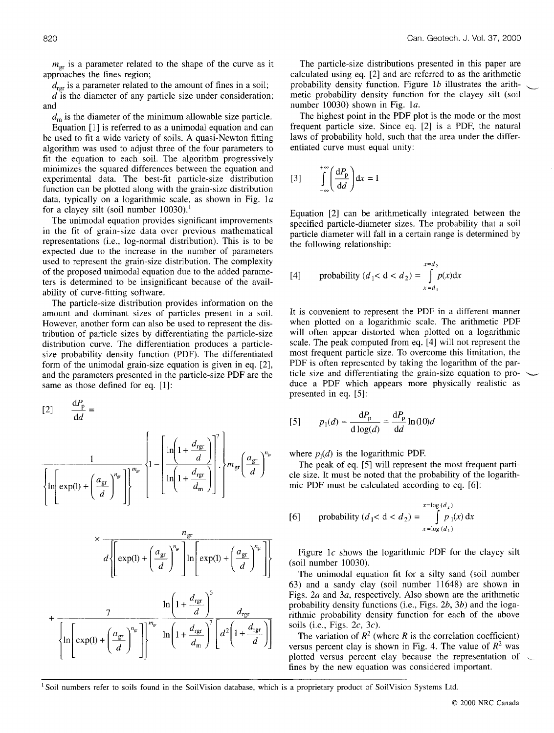$m_{gr}$ is a parameter related to the shape of the curve as it approaches the fines region;

$d_{rgr}$ is a parameter related to the amount of fines in a soil;

$d$ is the diameter of any particle size under consideration; and

$d_m$ is the diameter of the minimum allowable size particle.

Equation [1] is referred to as a unimodal equation and can be used to fit a wide variety of soils. A quasi-Newton fitting algorithm was used to adjust three of the four parameters to fit the equation to each soil. The algorithm progressively minimizes the squared differences between the equation and experimental data. The best-fit particle-size distribution function can be plotted along with the grain-size distribution data, typically on a logarithmic scale, as shown in Fig. 1*a* for a clayey silt (soil number 10030).[1]

The unimodal equation provides significant improvements in the fit of grain-size data over previous mathematical representations (i.e., log-normal distribution). This is to be expected due to the increase in the number of parameters used to represent the grain-size distribution. The complexity of the proposed unimodal equation due to the added parameters is determined to be insignificant because of the availability of curve-fitting software.

The particle-size distribution provides information on the amount and dominant sizes of particles present in a soil. However, another form can also be used to represent the distribution of particle sizes by differentiating the particle-size distribution curve. The differentiation produces a particle-size probability density function (PDF). The differentiated form of the unimodal grain-size equation is given in eq. [2], and the parameters presented in the particle-size PDF are the same as those defined for eq. [1]:

$$
[2] \quad \frac{\mathrm{d}P_p}{\mathrm{d}d} = \frac{1}{\left\{\ln\left[\exp(1) + \left(\frac{a_{gr}}{d}\right)^{n_{gr}}\right]\right\}^{m_{gr}}} \left\{1 - \left[\frac{\ln\left(1 + \frac{d_{rgr}}{d}\right)}{\ln\left(1 + \frac{d_{rgr}}{d_m}\right)}\right]^7\right\} m_{gr}\left(\frac{a_{gr}}{d}\right)^{n_{gr}}
$$

$$
\times \frac{n_{gr}}{d\left\{\left[\exp(1) + \left(\frac{a_{gr}}{d}\right)^{n_{gr}}\right]\ln\left[\exp(1) + \left(\frac{a_{gr}}{d}\right)^{n_{gr}}\right]\right\}}
$$

$$
+ \frac{7}{\left\{\ln\left[\exp(1) + \left(\frac{a_{gr}}{d}\right)^{n_{gr}}\right]\right\}^{m_{gr}}} \frac{\ln\left(1 + \frac{d_{rgr}}{d}\right)^6}{\ln\left(1 + \frac{d_{rgr}}{d_m}\right)^7} \frac{d_{rgr}}{\left[d^2\left(1 + \frac{d_{rgr}}{d}\right)\right]}
$$

The particle-size distributions presented in this paper are calculated using eq. [2] and are referred to as the arithmetic probability density function. Figure 1*b* illustrates the arithmetic probability density function for the clayey silt (soil number 10030) shown in Fig. 1*a*.

The highest point in the PDF plot is the mode or the most frequent particle size. Since eq. [2] is a PDF, the natural laws of probability hold, such that the area under the differentiated curve must equal unity:

$$
[3] \quad \int_{-\infty}^{+\infty} \left(\frac{\mathrm{d}P_p}{\mathrm{d}d}\right) \mathrm{d}x = 1
$$

Equation [2] can be arithmetically integrated between the specified particle-diameter sizes. The probability that a soil particle diameter will fall in a certain range is determined by the following relationship:

$$
[4] \quad \text{probability } (d_1 < d < d_2) = \int_{x=d_1}^{x=d_2} p(x)\mathrm{d}x
$$

It is convenient to represent the PDF in a different manner when plotted on a logarithmic scale. The arithmetic PDF will often appear distorted when plotted on a logarithmic scale. The peak computed from eq. [4] will not represent the most frequent particle size. To overcome this limitation, the PDF is often represented by taking the logarithm of the particle size and differentiating the grain-size equation to produce a PDF which appears more physically realistic as presented in eq. [5]:

$$
[5] \quad p_1(d) = \frac{\mathrm{d}P_p}{\mathrm{d}\log(d)} = \frac{\mathrm{d}P_p}{\mathrm{d}d}\ln(10)d
$$

where $p_1(d)$ is the logarithmic PDF.

The peak of eq. [5] will represent the most frequent particle size. It must be noted that the probability of the logarithmic PDF must be calculated according to eq. [6]:

$$
[6] \quad \text{probability } (d_1 < d < d_2) = \int_{x=\log(d_1)}^{x=\log(d_2)} p_1(x)\,\mathrm{d}x
$$

Figure 1*c* shows the logarithmic PDF for the clayey silt (soil number 10030).

The unimodal equation fit for a silty sand (soil number 63) and a sandy clay (soil number 11648) are shown in Figs. 2*a* and 3*a*, respectively. Also shown are the arithmetic probability density functions (i.e., Figs. 2*b*, 3*b*) and the logarithmic probability density function for each of the above soils (i.e., Figs. 2*c*, 3*c*).

The variation of $R^2$ (where $R$ is the correlation coefficient) versus percent clay is shown in Fig. 4. The value of $R^2$ was plotted versus percent clay because the representation of fines by the new equation was considered important.

[1] Soil numbers refer to soils found in the SoilVision database, which is a proprietary product of SoilVision Systems Ltd.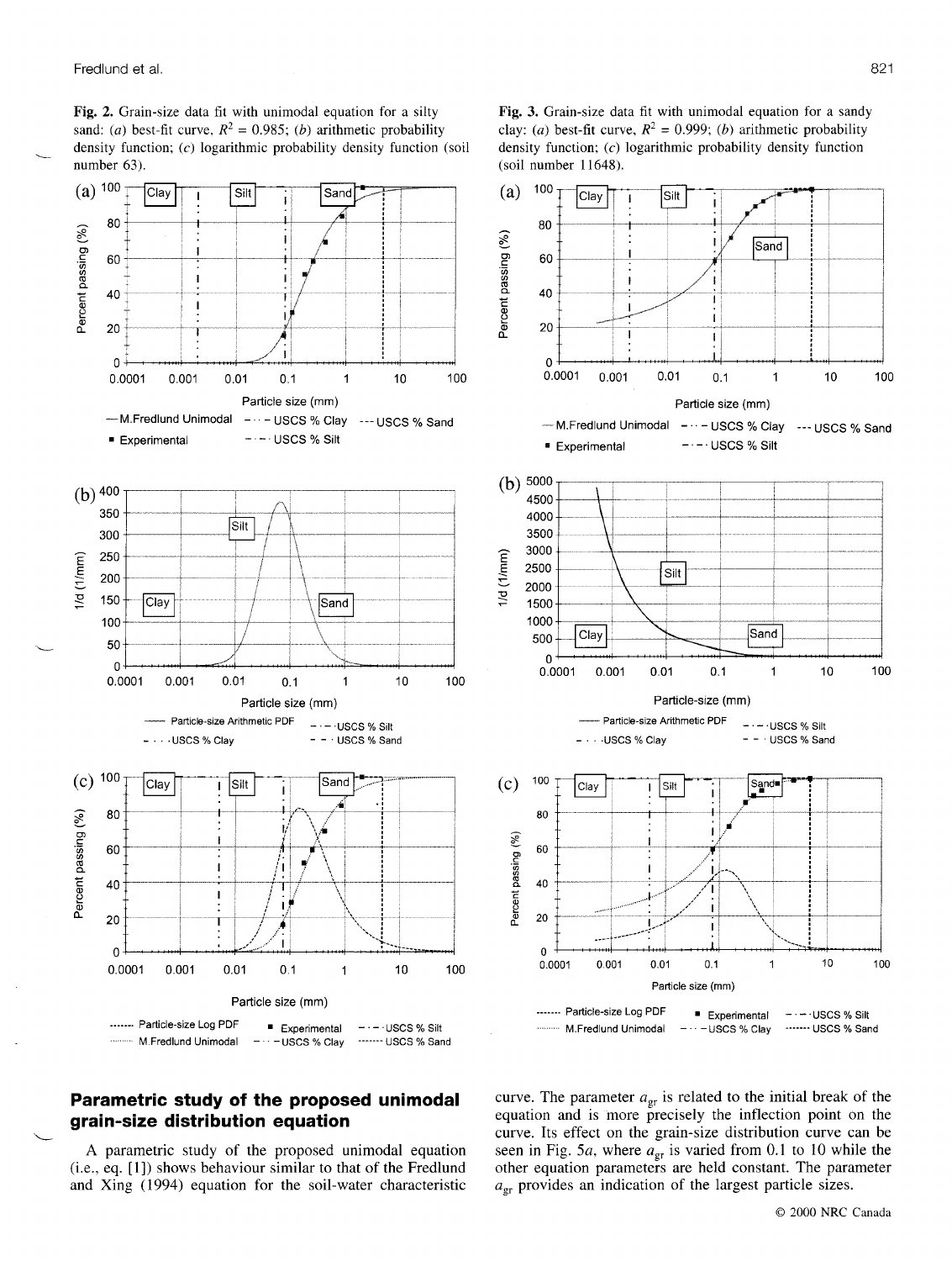**Fig. 2.** Grain-size data fit with unimodal equation for a silty sand: (*a*) best-fit curve, $R^2$ = 0.985; (*b*) arithmetic probability density function; (*c*) logarithmic probability density function (soil number 63).

**Fig. 3.** Grain-size data fit with unimodal equation for a sandy clay: (*a*) best-fit curve, $R^2$ = 0.999; (*b*) arithmetic probability density function; (*c*) logarithmic probability density function (soil number 11648).

## Parametric study of the proposed unimodal grain-size distribution equation

A parametric study of the proposed unimodal equation (i.e., eq. [1]) shows behaviour similar to that of the Fredlund and Xing (1994) equation for the soil-water characteristic curve. The parameter $a_{gr}$ is related to the initial break of the equation and is more precisely the inflection point on the curve. Its effect on the grain-size distribution curve can be seen in Fig. 5*a*, where $a_{gr}$ is varied from 0.1 to 10 while the other equation parameters are held constant. The parameter $a_{gr}$ provides an indication of the largest particle sizes.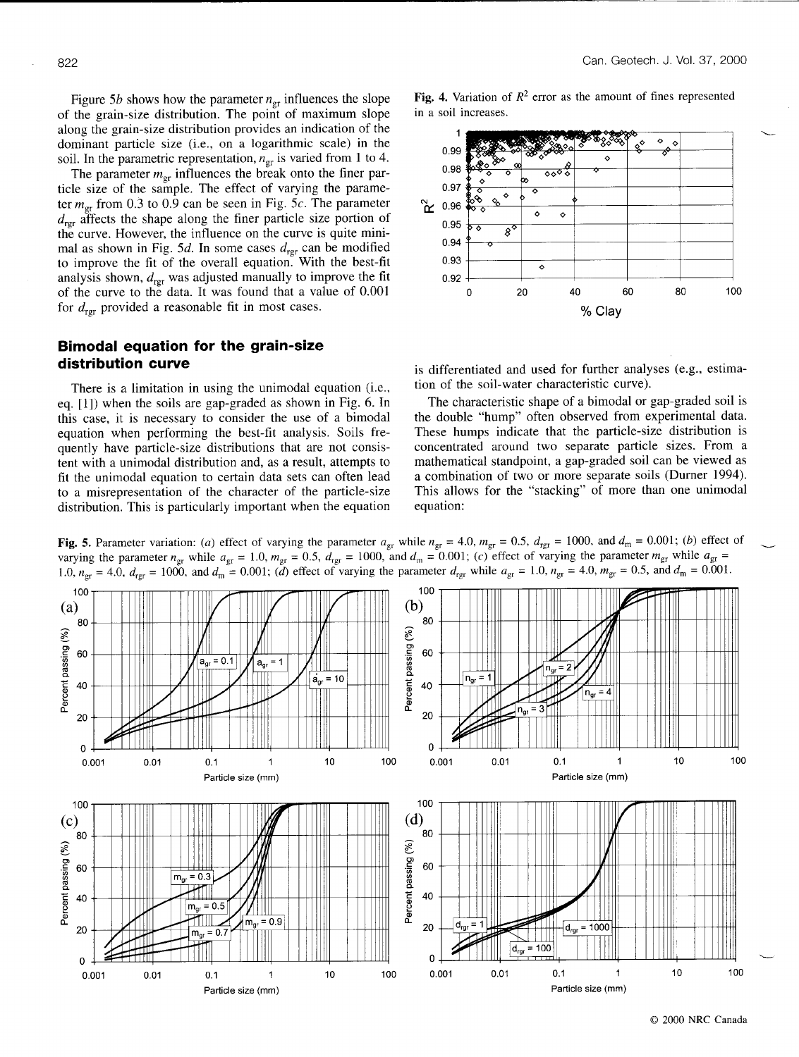Figure 5*b* shows how the parameter $n_{gr}$ influences the slope of the grain-size distribution. The point of maximum slope along the grain-size distribution provides an indication of the dominant particle size (i.e., on a logarithmic scale) in the soil. In the parametric representation, $n_{gr}$ is varied from 1 to 4.

The parameter $m_{gr}$ influences the break onto the finer particle size of the sample. The effect of varying the parameter $m_{gr}$ from 0.3 to 0.9 can be seen in Fig. 5*c*. The parameter $d_{rgr}$ affects the shape along the finer particle size portion of the curve. However, the influence on the curve is quite minimal as shown in Fig. 5*d*. In some cases $d_{rgr}$ can be modified to improve the fit of the overall equation. With the best-fit analysis shown, $d_{rgr}$ was adjusted manually to improve the fit of the curve to the data. It was found that a value of 0.001 for $d_{rgr}$ provided a reasonable fit in most cases.

**Fig. 4.** Variation of $R^2$ error as the amount of fines represented in a soil increases.

## Bimodal equation for the grain-size distribution curve

There is a limitation in using the unimodal equation (i.e., eq. [1]) when the soils are gap-graded as shown in Fig. 6. In this case, it is necessary to consider the use of a bimodal equation when performing the best-fit analysis. Soils frequently have particle-size distributions that are not consistent with a unimodal distribution and, as a result, attempts to fit the unimodal equation to certain data sets can often lead to a misrepresentation of the character of the particle-size distribution. This is particularly important when the equation is differentiated and used for further analyses (e.g., estimation of the soil-water characteristic curve).

The characteristic shape of a bimodal or gap-graded soil is the double "hump" often observed from experimental data. These humps indicate that the particle-size distribution is concentrated around two separate particle sizes. From a mathematical standpoint, a gap-graded soil can be viewed as a combination of two or more separate soils (Durner 1994). This allows for the "stacking" of more than one unimodal equation:

**Fig. 5.** Parameter variation: (*a*) effect of varying the parameter $a_{gr}$ while $n_{gr}$ = 4.0, $m_{gr}$ = 0.5, $d_{rgr}$ = 1000, and $d_m$ = 0.001; (*b*) effect of varying the parameter $n_{gr}$ while $a_{gr}$ = 1.0, $m_{gr}$ = 0.5, $d_{rgr}$ = 1000, and $d_m$ = 0.001; (*c*) effect of varying the parameter $m_{gr}$ while $a_{gr}$ = 1.0, $n_{gr}$ = 4.0, $d_{rgr}$ = 1000, and $d_m$ = 0.001; (*d*) effect of varying the parameter $d_{rgr}$ while $a_{gr}$ = 1.0, $n_{gr}$ = 4.0, $m_{gr}$ = 0.5, and $d_m$ = 0.001.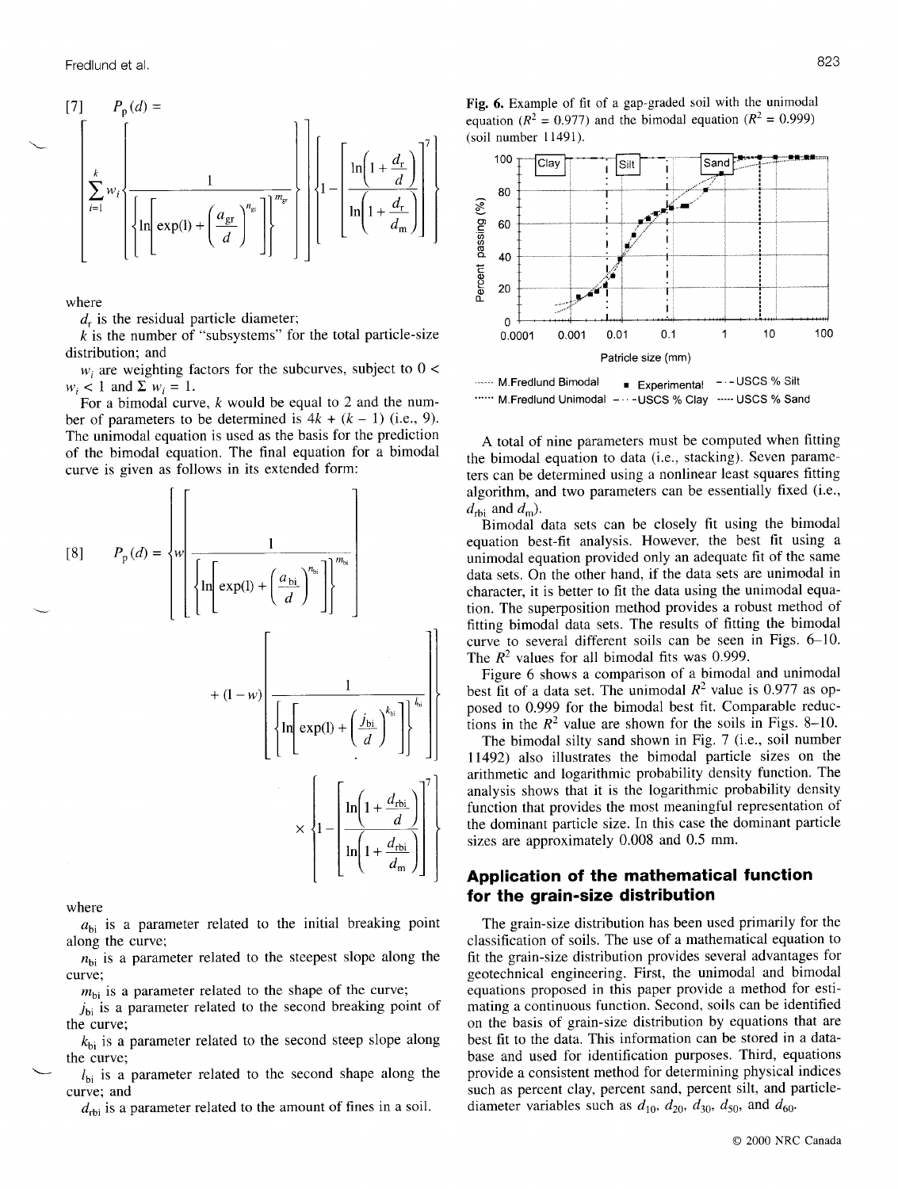$$[7] \quad P_p(d) = \left[ \sum_{i=1}^{k} w_i \left\{ \frac{1}{\left\{ \ln\left[\exp(1) + \left(\frac{a_{gr}}{d}\right)^{n_{gr}}\right]\right\}^{m_{gr}}} \right\} \right] \left\{ 1 - \left[ \frac{\ln\left(1 + \frac{d_r}{d}\right)}{\ln\left(1 + \frac{d_r}{d_m}\right)} \right]^7 \right\}$$

where

$d_r$ is the residual particle diameter;

$k$ is the number of "subsystems" for the total particle-size distribution; and

$w_i$ are weighting factors for the subcurves, subject to $0 < w_i < 1$ and $\Sigma\, w_i = 1$.

For a bimodal curve, $k$ would be equal to 2 and the number of parameters to be determined is $4k + (k - 1)$ (i.e., 9). The unimodal equation is used as the basis for the prediction of the bimodal equation. The final equation for a bimodal curve is given as follows in its extended form:

$$[8] \quad P_p(d) = \left\{ \left[ w \left[ \frac{1}{\left\{ \ln\left[\exp(1) + \left(\frac{a_{bi}}{d}\right)^{n_{bi}}\right]\right\}^{m_{bi}}} \right] + (1 - w) \left[ \frac{1}{\left\{ \ln\left[\exp(1) + \left(\frac{j_{bi}}{d}\right)^{k_{bi}}\right]\right\}^{l_{bi}}} \right] \right] \right\} \times \left\{ 1 - \left[ \frac{\ln\left(1 + \frac{d_{rbi}}{d}\right)}{\ln\left(1 + \frac{d_{rbi}}{d_m}\right)} \right]^7 \right\}$$

where

$a_{bi}$ is a parameter related to the initial breaking point along the curve;

$n_{bi}$ is a parameter related to the steepest slope along the curve;

$m_{bi}$ is a parameter related to the shape of the curve;

$j_{bi}$ is a parameter related to the second breaking point of the curve;

$k_{bi}$ is a parameter related to the second steep slope along the curve;

$l_{bi}$ is a parameter related to the second shape along the curve; and

$d_{rbi}$ is a parameter related to the amount of fines in a soil.

**Fig. 6.** Example of fit of a gap-graded soil with the unimodal equation ($R^2$ = 0.977) and the bimodal equation ($R^2$ = 0.999) (soil number 11491).

A total of nine parameters must be computed when fitting the bimodal equation to data (i.e., stacking). Seven parameters can be determined using a nonlinear least squares fitting algorithm, and two parameters can be essentially fixed (i.e., $d_{rbi}$ and $d_m$).

Bimodal data sets can be closely fit using the bimodal equation best-fit analysis. However, the best fit using a unimodal equation provided only an adequate fit of the same data sets. On the other hand, if the data sets are unimodal in character, it is better to fit the data using the unimodal equation. The superposition method provides a robust method of fitting bimodal data sets. The results of fitting the bimodal curve to several different soils can be seen in Figs. 6–10. The $R^2$ values for all bimodal fits was 0.999.

Figure 6 shows a comparison of a bimodal and unimodal best fit of a data set. The unimodal $R^2$ value is 0.977 as opposed to 0.999 for the bimodal best fit. Comparable reductions in the $R^2$ value are shown for the soils in Figs. 8–10.

The bimodal silty sand shown in Fig. 7 (i.e., soil number 11492) also illustrates the bimodal particle sizes on the arithmetic and logarithmic probability density function. The analysis shows that it is the logarithmic probability density function that provides the most meaningful representation of the dominant particle size. In this case the dominant particle sizes are approximately 0.008 and 0.5 mm.

## Application of the mathematical function for the grain-size distribution

The grain-size distribution has been used primarily for the classification of soils. The use of a mathematical equation to fit the grain-size distribution provides several advantages for geotechnical engineering. First, the unimodal and bimodal equations proposed in this paper provide a method for estimating a continuous function. Second, soils can be identified on the basis of grain-size distribution by equations that are best fit to the data. This information can be stored in a database and used for identification purposes. Third, equations provide a consistent method for determining physical indices such as percent clay, percent sand, percent silt, and particle-diameter variables such as $d_{10}$, $d_{20}$, $d_{30}$, $d_{50}$, and $d_{60}$.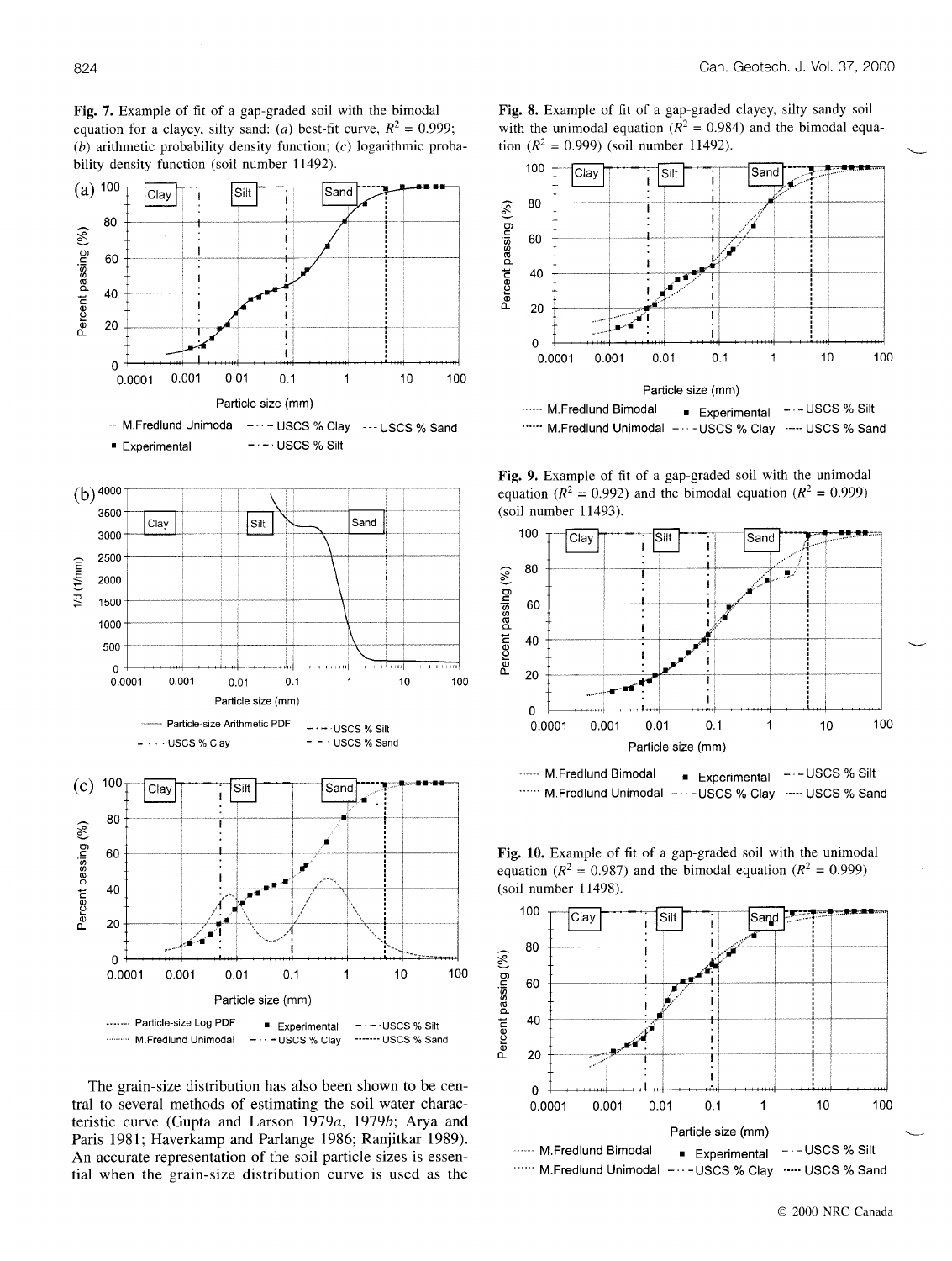**Fig. 7.** Example of fit of a gap-graded soil with the bimodal equation for a clayey, silty sand: (*a*) best-fit curve, $R^2 = 0.999$; (*b*) arithmetic probability density function; (*c*) logarithmic probability density function (soil number 11492).

**Fig. 8.** Example of fit of a gap-graded clayey, silty sandy soil with the unimodal equation ($R^2 = 0.984$) and the bimodal equation ($R^2 = 0.999$) (soil number 11492).

**Fig. 9.** Example of fit of a gap-graded soil with the unimodal equation ($R^2 = 0.992$) and the bimodal equation ($R^2 = 0.999$) (soil number 11493).

**Fig. 10.** Example of fit of a gap-graded soil with the unimodal equation ($R^2 = 0.987$) and the bimodal equation ($R^2 = 0.999$) (soil number 11498).

The grain-size distribution has also been shown to be central to several methods of estimating the soil-water characteristic curve (Gupta and Larson 1979*a*, 1979*b*; Arya and Paris 1981; Haverkamp and Parlange 1986; Ranjitkar 1989). An accurate representation of the soil particle sizes is essential when the grain-size distribution curve is used as the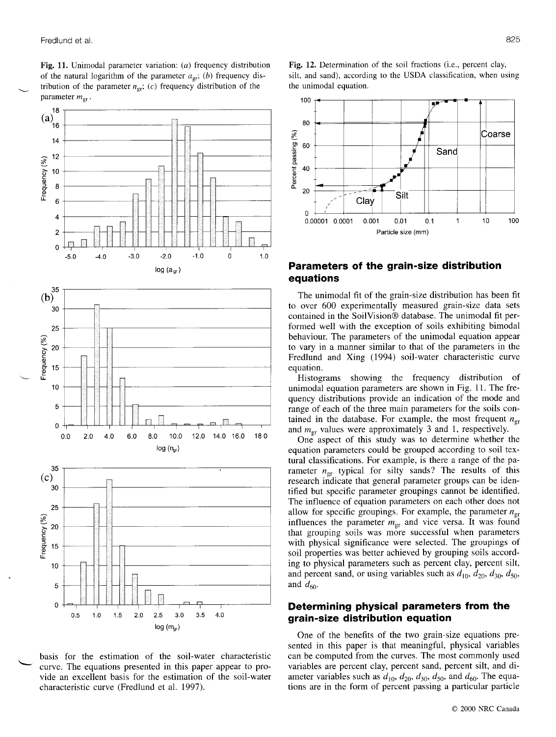**Fig. 11.** Unimodal parameter variation: (*a*) frequency distribution of the natural logarithm of the parameter $a_{gr}$; (*b*) frequency distribution of the parameter $n_{gr}$; (*c*) frequency distribution of the parameter $m_{gr}$.

(a)

Frequency (%)

18
16
14
12
10
8
6
4
2
0

-5.0 -4.0 -3.0 -2.0 -1.0 0 1.0

log ($a_{gr}$)

(b)

Frequency (%)

35
30
25
20
15
10
5
0

0.0 2.0 4.0 6.0 8.0 10.0 12.0 14.0 16.0 18 0

log ($n_{gr}$)

(c)

Frequency (%)

35
30
25
20
15
10
5
0

0.5 1.0 1.5 2.0 2.5 3.0 3.5 4.0

log ($m_{gr}$)

basis for the estimation of the soil-water characteristic curve. The equations presented in this paper appear to provide an excellent basis for the estimation of the soil-water characteristic curve (Fredlund et al. 1997).

**Fig. 12.** Determination of the soil fractions (i.e., percent clay, silt, and sand), according to the USDA classification, when using the unimodal equation.

Percent passing (%)

100
80
60
40
20
0

Coarse
Sand
Silt
Clay

0.00001 0.0001 0.001 0.01 0.1 1 10 100

Particle size (mm)

## Parameters of the grain-size distribution equations

The unimodal fit of the grain-size distribution has been fit to over 600 experimentally measured grain-size data sets contained in the SoilVision® database. The unimodal fit performed well with the exception of soils exhibiting bimodal behaviour. The parameters of the unimodal equation appear to vary in a manner similar to that of the parameters in the Fredlund and Xing (1994) soil-water characteristic curve equation.

Histograms showing the frequency distribution of unimodal equation parameters are shown in Fig. 11. The frequency distributions provide an indication of the mode and range of each of the three main parameters for the soils contained in the database. For example, the most frequent $n_{gr}$ and $m_{gr}$ values were approximately 3 and 1, respectively.

One aspect of this study was to determine whether the equation parameters could be grouped according to soil textural classifications. For example, is there a range of the parameter $n_{gr}$ typical for silty sands? The results of this research indicate that general parameter groups can be identified but specific parameter groupings cannot be identified. The influence of equation parameters on each other does not allow for specific groupings. For example, the parameter $n_{gr}$ influences the parameter $m_{gr}$ and vice versa. It was found that grouping soils was more successful when parameters with physical significance were selected. The groupings of soil properties was better achieved by grouping soils according to physical parameters such as percent clay, percent silt, and percent sand, or using variables such as $d_{10}$, $d_{20}$, $d_{30}$, $d_{50}$, and $d_{60}$.

## Determining physical parameters from the grain-size distribution equation

One of the benefits of the two grain-size equations presented in this paper is that meaningful, physical variables can be computed from the curves. The most commonly used variables are percent clay, percent sand, percent silt, and diameter variables such as $d_{10}$, $d_{20}$, $d_{30}$, $d_{50}$, and $d_{60}$. The equations are in the form of percent passing a particular particle